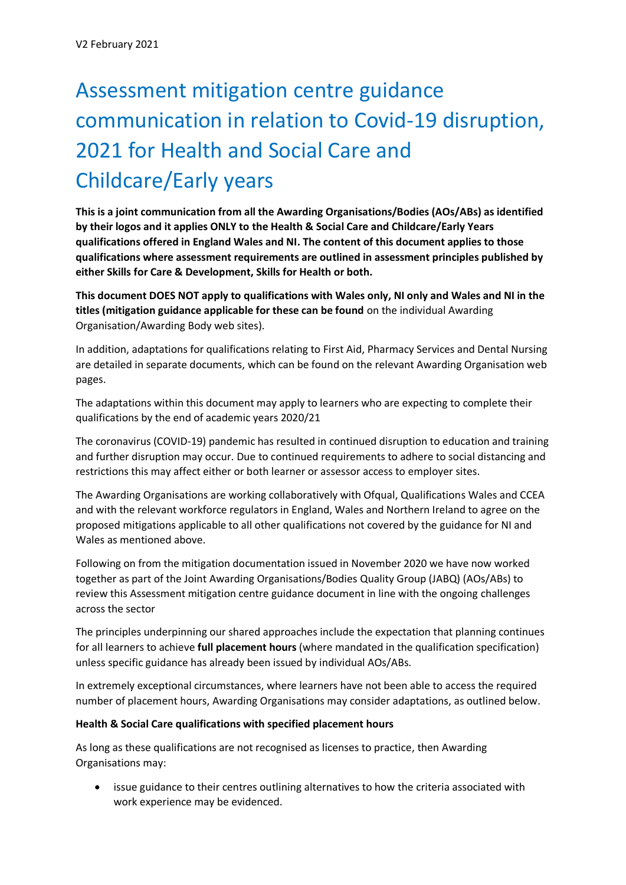V2 February 2021

# Assessment mitigation centre guidance communication in relation to Covid-19 disruption, 2021 for Health and Social Care and Childcare/Early years

**This is a joint communication from all the Awarding Organisations/Bodies (AOs/ABs) as identified by their logos and it applies ONLY to the Health & Social Care and Childcare/Early Years qualifications offered in England Wales and NI. The content of this document applies to those qualifications where assessment requirements are outlined in assessment principles published by either Skills for Care & Development, Skills for Health or both.**

**This document DOES NOT apply to qualifications with Wales only, NI only and Wales and NI in the titles (mitigation guidance applicable for these can be found** on the individual Awarding Organisation/Awarding Body web sites).

In addition, adaptations for qualifications relating to First Aid, Pharmacy Services and Dental Nursing are detailed in separate documents, which can be found on the relevant Awarding Organisation web pages.

The adaptations within this document may apply to learners who are expecting to complete their qualifications by the end of academic years 2020/21

The coronavirus (COVID-19) pandemic has resulted in continued disruption to education and training and further disruption may occur. Due to continued requirements to adhere to social distancing and restrictions this may affect either or both learner or assessor access to employer sites.

The Awarding Organisations are working collaboratively with Ofqual, Qualifications Wales and CCEA and with the relevant workforce regulators in England, Wales and Northern Ireland to agree on the proposed mitigations applicable to all other qualifications not covered by the guidance for NI and Wales as mentioned above.

Following on from the mitigation documentation issued in November 2020 we have now worked together as part of the Joint Awarding Organisations/Bodies Quality Group (JABQ) (AOs/ABs) to review this Assessment mitigation centre guidance document in line with the ongoing challenges across the sector

The principles underpinning our shared approaches include the expectation that planning continues for all learners to achieve **full placement hours** (where mandated in the qualification specification) unless specific guidance has already been issued by individual AOs/ABs.

In extremely exceptional circumstances, where learners have not been able to access the required number of placement hours, Awarding Organisations may consider adaptations, as outlined below.

**Health & Social Care qualifications with specified placement hours**

As long as these qualifications are not recognised as licenses to practice, then Awarding Organisations may:

- issue guidance to their centres outlining alternatives to how the criteria associated with work experience may be evidenced.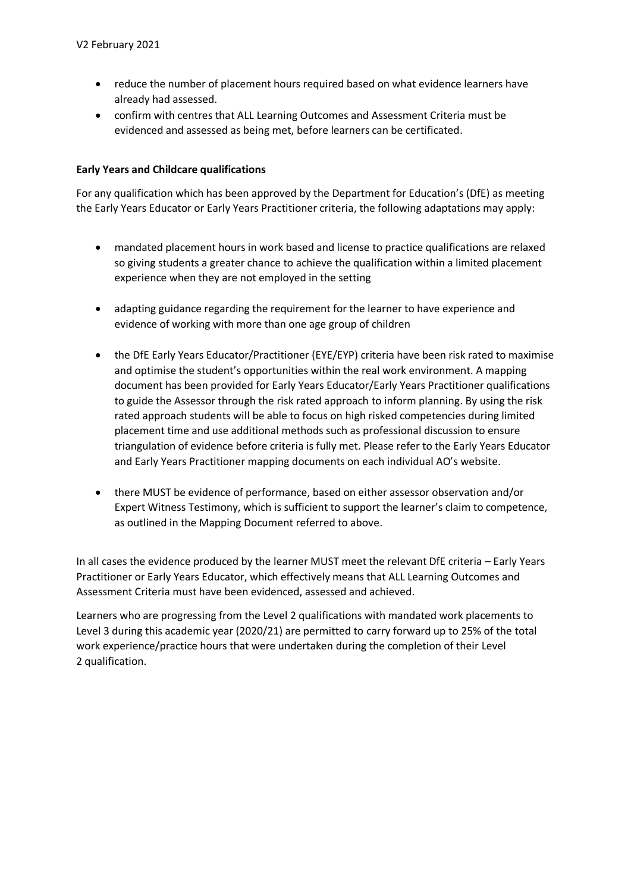- reduce the number of placement hours required based on what evidence learners have already had assessed.
- confirm with centres that ALL Learning Outcomes and Assessment Criteria must be evidenced and assessed as being met, before learners can be certificated.

**Early Years and Childcare qualifications**

For any qualification which has been approved by the Department for Education's (DfE) as meeting the Early Years Educator or Early Years Practitioner criteria, the following adaptations may apply:

- mandated placement hours in work based and license to practice qualifications are relaxed so giving students a greater chance to achieve the qualification within a limited placement experience when they are not employed in the setting

- adapting guidance regarding the requirement for the learner to have experience and evidence of working with more than one age group of children

- the DfE Early Years Educator/Practitioner (EYE/EYP) criteria have been risk rated to maximise and optimise the student's opportunities within the real work environment. A mapping document has been provided for Early Years Educator/Early Years Practitioner qualifications to guide the Assessor through the risk rated approach to inform planning. By using the risk rated approach students will be able to focus on high risked competencies during limited placement time and use additional methods such as professional discussion to ensure triangulation of evidence before criteria is fully met. Please refer to the Early Years Educator and Early Years Practitioner mapping documents on each individual AO's website.

- there MUST be evidence of performance, based on either assessor observation and/or Expert Witness Testimony, which is sufficient to support the learner's claim to competence, as outlined in the Mapping Document referred to above.

In all cases the evidence produced by the learner MUST meet the relevant DfE criteria – Early Years Practitioner or Early Years Educator, which effectively means that ALL Learning Outcomes and Assessment Criteria must have been evidenced, assessed and achieved.

Learners who are progressing from the Level 2 qualifications with mandated work placements to Level 3 during this academic year (2020/21) are permitted to carry forward up to 25% of the total work experience/practice hours that were undertaken during the completion of their Level 2 qualification.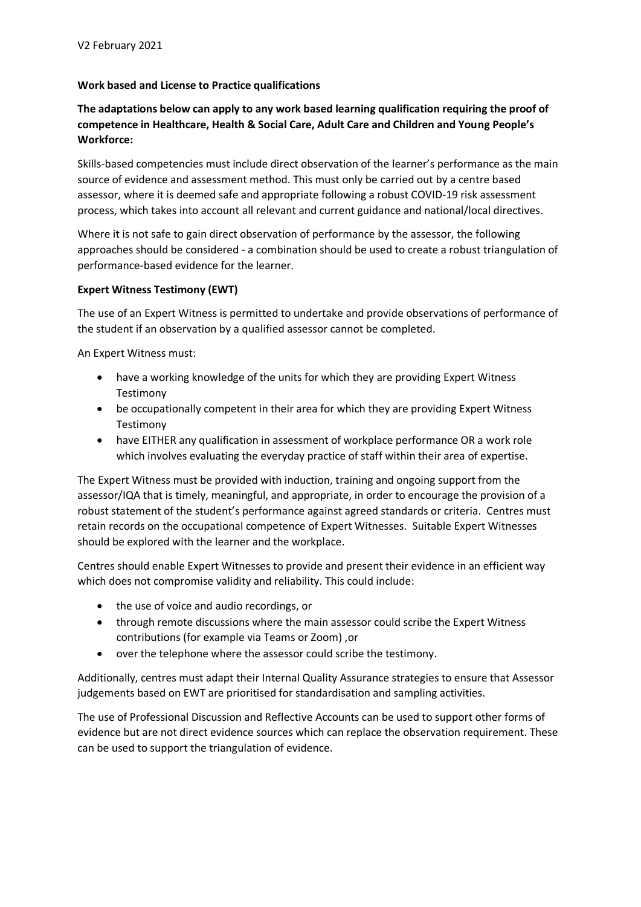**Work based and License to Practice qualifications**

**The adaptations below can apply to any work based learning qualification requiring the proof of competence in Healthcare, Health & Social Care, Adult Care and Children and Young People's Workforce:**

Skills-based competencies must include direct observation of the learner's performance as the main source of evidence and assessment method. This must only be carried out by a centre based assessor, where it is deemed safe and appropriate following a robust COVID-19 risk assessment process, which takes into account all relevant and current guidance and national/local directives.

Where it is not safe to gain direct observation of performance by the assessor, the following approaches should be considered - a combination should be used to create a robust triangulation of performance-based evidence for the learner.

**Expert Witness Testimony (EWT)**

The use of an Expert Witness is permitted to undertake and provide observations of performance of the student if an observation by a qualified assessor cannot be completed.

An Expert Witness must:

- have a working knowledge of the units for which they are providing Expert Witness Testimony
- be occupationally competent in their area for which they are providing Expert Witness Testimony
- have EITHER any qualification in assessment of workplace performance OR a work role which involves evaluating the everyday practice of staff within their area of expertise.

The Expert Witness must be provided with induction, training and ongoing support from the assessor/IQA that is timely, meaningful, and appropriate, in order to encourage the provision of a robust statement of the student's performance against agreed standards or criteria. Centres must retain records on the occupational competence of Expert Witnesses. Suitable Expert Witnesses should be explored with the learner and the workplace.

Centres should enable Expert Witnesses to provide and present their evidence in an efficient way which does not compromise validity and reliability. This could include:

- the use of voice and audio recordings, or
- through remote discussions where the main assessor could scribe the Expert Witness contributions (for example via Teams or Zoom) ,or
- over the telephone where the assessor could scribe the testimony.

Additionally, centres must adapt their Internal Quality Assurance strategies to ensure that Assessor judgements based on EWT are prioritised for standardisation and sampling activities.

The use of Professional Discussion and Reflective Accounts can be used to support other forms of evidence but are not direct evidence sources which can replace the observation requirement. These can be used to support the triangulation of evidence.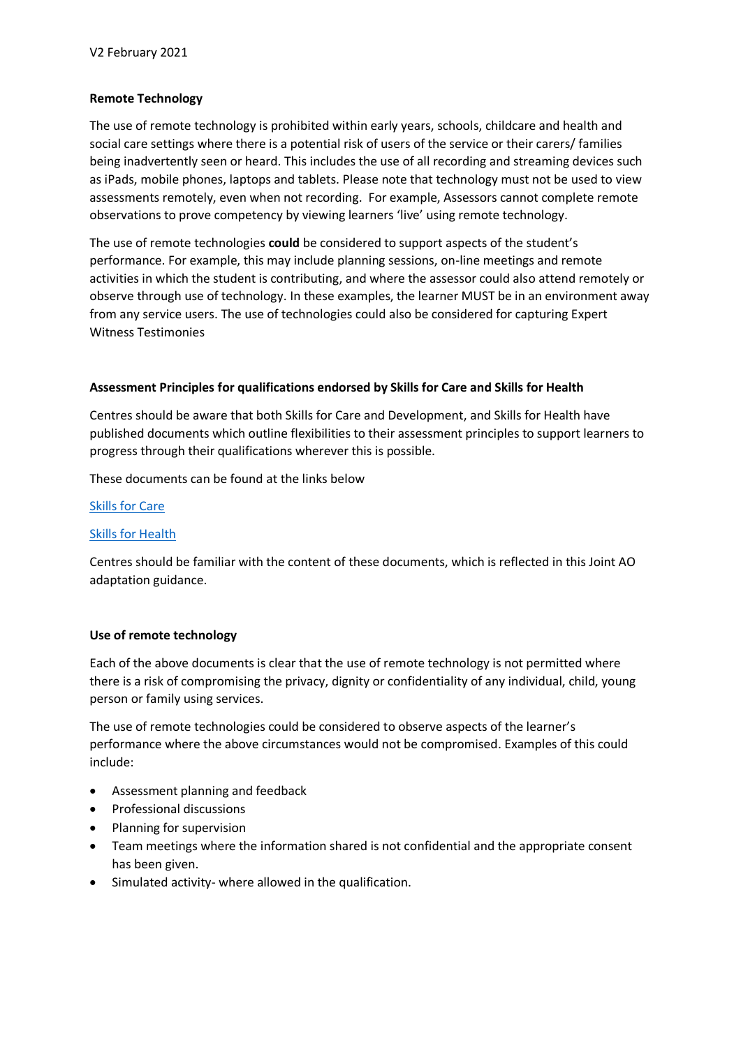**Remote Technology**

The use of remote technology is prohibited within early years, schools, childcare and health and social care settings where there is a potential risk of users of the service or their carers/ families being inadvertently seen or heard. This includes the use of all recording and streaming devices such as iPads, mobile phones, laptops and tablets. Please note that technology must not be used to view assessments remotely, even when not recording. For example, Assessors cannot complete remote observations to prove competency by viewing learners 'live' using remote technology.

The use of remote technologies **could** be considered to support aspects of the student's performance. For example, this may include planning sessions, on-line meetings and remote activities in which the student is contributing, and where the assessor could also attend remotely or observe through use of technology. In these examples, the learner MUST be in an environment away from any service users. The use of technologies could also be considered for capturing Expert Witness Testimonies

**Assessment Principles for qualifications endorsed by Skills for Care and Skills for Health**

Centres should be aware that both Skills for Care and Development, and Skills for Health have published documents which outline flexibilities to their assessment principles to support learners to progress through their qualifications wherever this is possible.

These documents can be found at the links below

Skills for Care

Skills for Health

Centres should be familiar with the content of these documents, which is reflected in this Joint AO adaptation guidance.

**Use of remote technology**

Each of the above documents is clear that the use of remote technology is not permitted where there is a risk of compromising the privacy, dignity or confidentiality of any individual, child, young person or family using services.

The use of remote technologies could be considered to observe aspects of the learner's performance where the above circumstances would not be compromised. Examples of this could include:

- Assessment planning and feedback
- Professional discussions
- Planning for supervision
- Team meetings where the information shared is not confidential and the appropriate consent has been given.
- Simulated activity- where allowed in the qualification.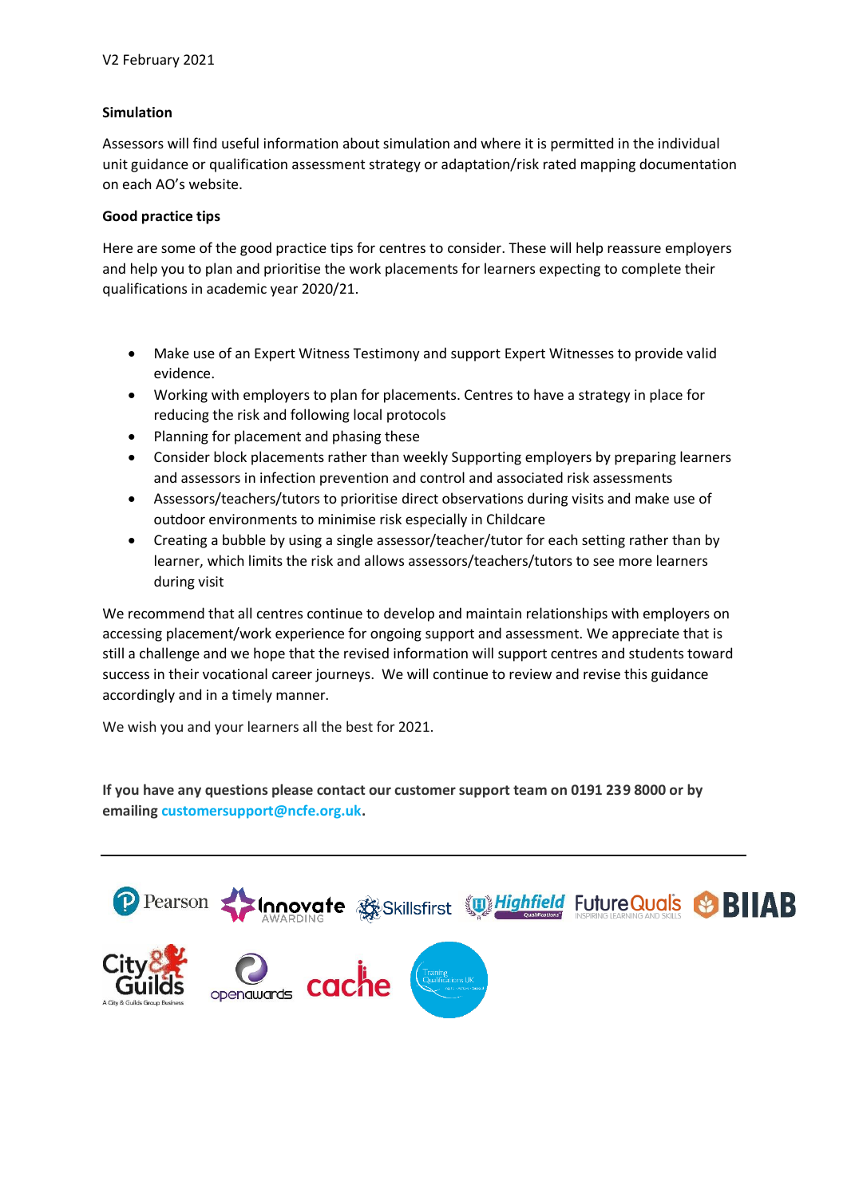V2 February 2021

**Simulation**

Assessors will find useful information about simulation and where it is permitted in the individual unit guidance or qualification assessment strategy or adaptation/risk rated mapping documentation on each AO's website.

**Good practice tips**

Here are some of the good practice tips for centres to consider. These will help reassure employers and help you to plan and prioritise the work placements for learners expecting to complete their qualifications in academic year 2020/21.

- Make use of an Expert Witness Testimony and support Expert Witnesses to provide valid evidence.
- Working with employers to plan for placements. Centres to have a strategy in place for reducing the risk and following local protocols
- Planning for placement and phasing these
- Consider block placements rather than weekly Supporting employers by preparing learners and assessors in infection prevention and control and associated risk assessments
- Assessors/teachers/tutors to prioritise direct observations during visits and make use of outdoor environments to minimise risk especially in Childcare
- Creating a bubble by using a single assessor/teacher/tutor for each setting rather than by learner, which limits the risk and allows assessors/teachers/tutors to see more learners during visit

We recommend that all centres continue to develop and maintain relationships with employers on accessing placement/work experience for ongoing support and assessment. We appreciate that is still a challenge and we hope that the revised information will support centres and students toward success in their vocational career journeys. We will continue to review and revise this guidance accordingly and in a timely manner.

We wish you and your learners all the best for 2021.

**If you have any questions please contact our customer support team on 0191 239 8000 or by emailing customersupport@ncfe.org.uk.**

---

Pearson | Innovate Awarding | Skillsfirst | Highfield Qualifications | FutureQuals | BIIAB | City & Guilds | openawards | cache | Training Qualifications UK